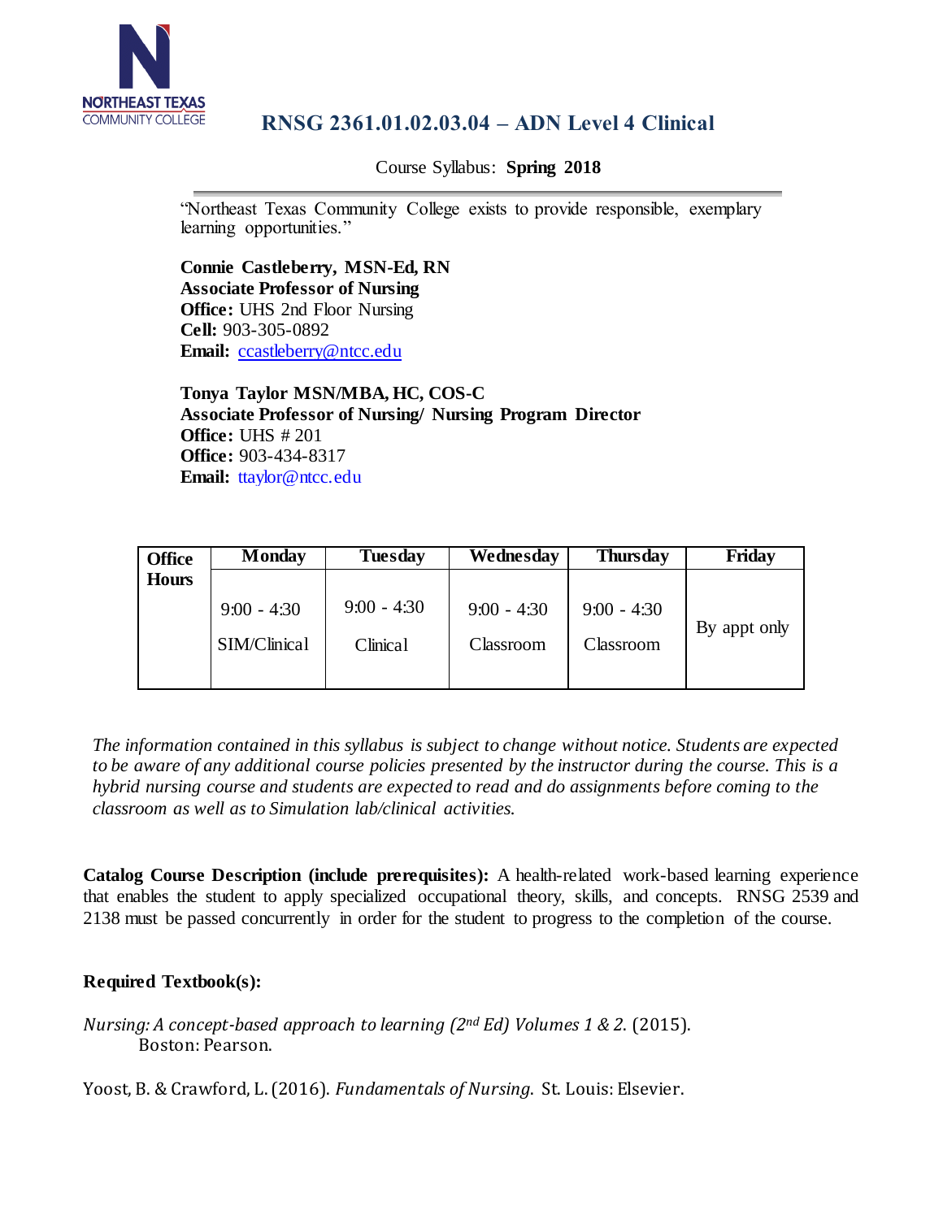NORTHEAST TEXAS COMMUNITY COLLEGE

# RNSG 2361.01.02.03.04 – ADN Level 4 Clinical

Course Syllabus: **Spring 2018**

"Northeast Texas Community College exists to provide responsible, exemplary learning opportunities."

**Connie Castleberry, MSN-Ed, RN**
**Associate Professor of Nursing**
**Office:** UHS 2nd Floor Nursing
**Cell:** 903-305-0892
**Email:** ccastleberry@ntcc.edu

**Tonya Taylor MSN/MBA, HC, COS-C**
**Associate Professor of Nursing/ Nursing Program Director**
**Office:** UHS # 201
**Office:** 903-434-8317
**Email:** ttaylor@ntcc.edu

| **Office Hours** | **Monday** | **Tuesday** | **Wednesday** | **Thursday** | **Friday** |
|---|---|---|---|---|---|
| | 9:00 - 4:30 SIM/Clinical | 9:00 - 4:30 Clinical | 9:00 - 4:30 Classroom | 9:00 - 4:30 Classroom | By appt only |

*The information contained in this syllabus is subject to change without notice. Students are expected to be aware of any additional course policies presented by the instructor during the course. This is a hybrid nursing course and students are expected to read and do assignments before coming to the classroom as well as to Simulation lab/clinical activities.*

**Catalog Course Description (include prerequisites):** A health-related work-based learning experience that enables the student to apply specialized occupational theory, skills, and concepts. RNSG 2539 and 2138 must be passed concurrently in order for the student to progress to the completion of the course.

**Required Textbook(s):**

*Nursing: A concept-based approach to learning (2nd Ed) Volumes 1 & 2.* (2015). Boston: Pearson.

Yoost, B. & Crawford, L. (2016). *Fundamentals of Nursing.* St. Louis: Elsevier.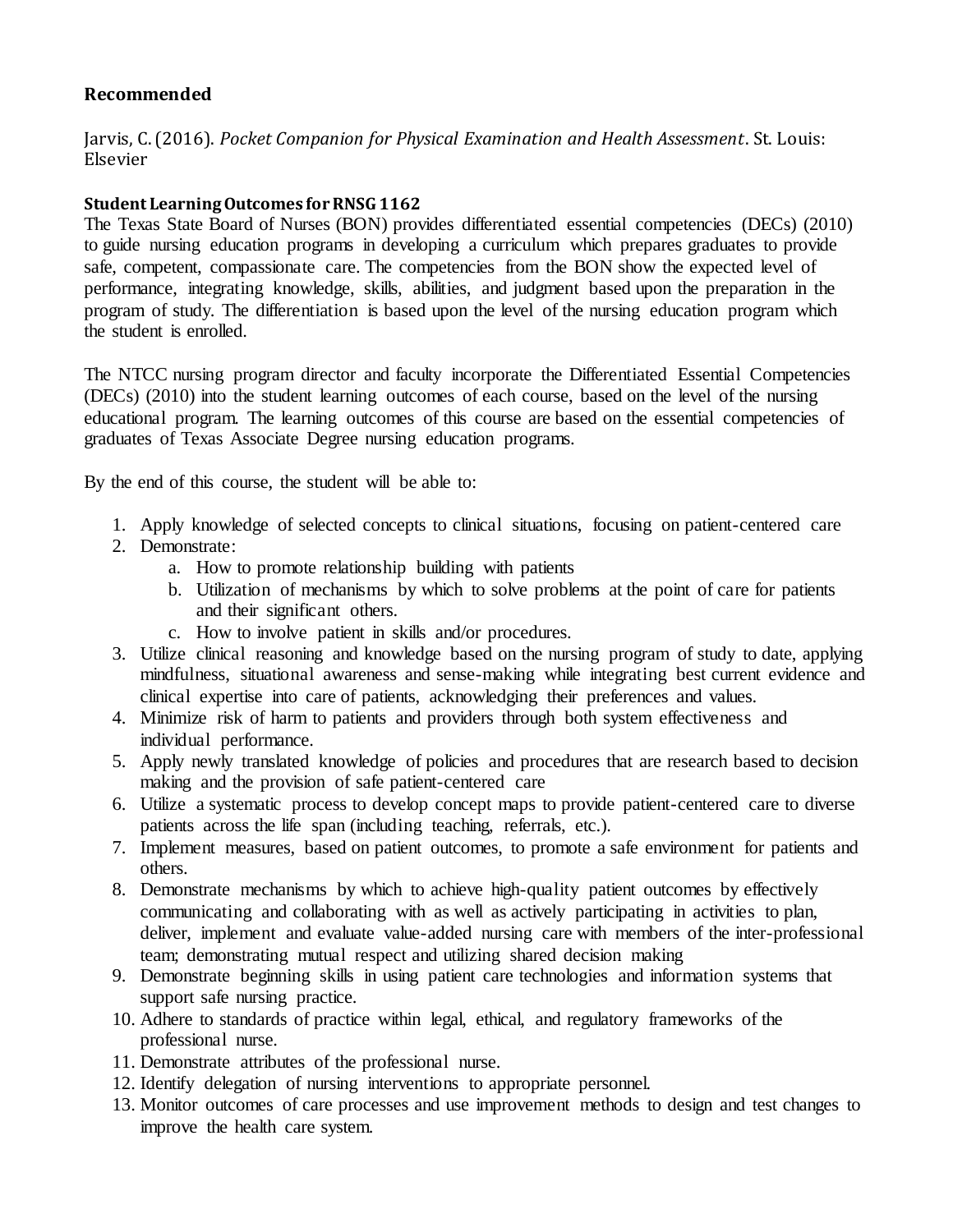### Recommended

Jarvis, C. (2016). *Pocket Companion for Physical Examination and Health Assessment*. St. Louis: Elsevier

**Student Learning Outcomes for RNSG 1162**

The Texas State Board of Nurses (BON) provides differentiated essential competencies (DECs) (2010) to guide nursing education programs in developing a curriculum which prepares graduates to provide safe, competent, compassionate care. The competencies from the BON show the expected level of performance, integrating knowledge, skills, abilities, and judgment based upon the preparation in the program of study. The differentiation is based upon the level of the nursing education program which the student is enrolled.

The NTCC nursing program director and faculty incorporate the Differentiated Essential Competencies (DECs) (2010) into the student learning outcomes of each course, based on the level of the nursing educational program. The learning outcomes of this course are based on the essential competencies of graduates of Texas Associate Degree nursing education programs.

By the end of this course, the student will be able to:

1. Apply knowledge of selected concepts to clinical situations, focusing on patient-centered care
2. Demonstrate:
    a. How to promote relationship building with patients
    b. Utilization of mechanisms by which to solve problems at the point of care for patients and their significant others.
    c. How to involve patient in skills and/or procedures.
3. Utilize clinical reasoning and knowledge based on the nursing program of study to date, applying mindfulness, situational awareness and sense-making while integrating best current evidence and clinical expertise into care of patients, acknowledging their preferences and values.
4. Minimize risk of harm to patients and providers through both system effectiveness and individual performance.
5. Apply newly translated knowledge of policies and procedures that are research based to decision making and the provision of safe patient-centered care
6. Utilize a systematic process to develop concept maps to provide patient-centered care to diverse patients across the life span (including teaching, referrals, etc.).
7. Implement measures, based on patient outcomes, to promote a safe environment for patients and others.
8. Demonstrate mechanisms by which to achieve high-quality patient outcomes by effectively communicating and collaborating with as well as actively participating in activities to plan, deliver, implement and evaluate value-added nursing care with members of the inter-professional team; demonstrating mutual respect and utilizing shared decision making
9. Demonstrate beginning skills in using patient care technologies and information systems that support safe nursing practice.
10. Adhere to standards of practice within legal, ethical, and regulatory frameworks of the professional nurse.
11. Demonstrate attributes of the professional nurse.
12. Identify delegation of nursing interventions to appropriate personnel.
13. Monitor outcomes of care processes and use improvement methods to design and test changes to improve the health care system.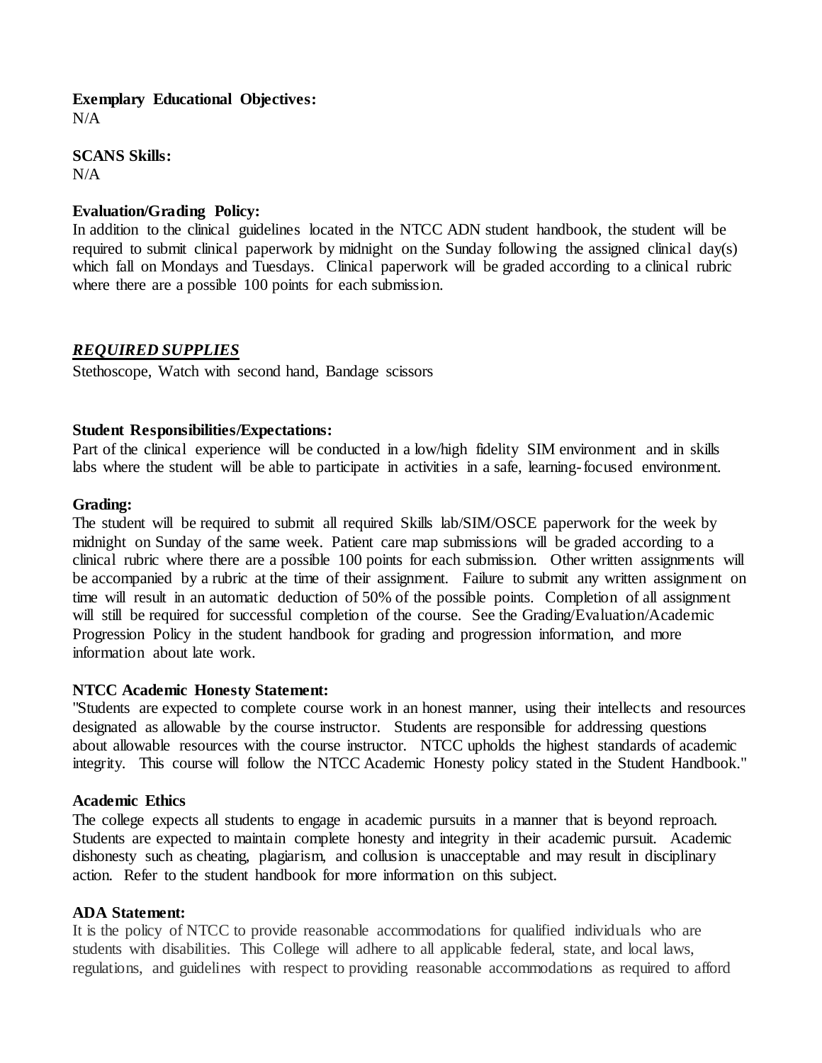**Exemplary Educational Objectives:**
N/A

**SCANS Skills:**
N/A

**Evaluation/Grading Policy:**
In addition to the clinical guidelines located in the NTCC ADN student handbook, the student will be required to submit clinical paperwork by midnight on the Sunday following the assigned clinical day(s) which fall on Mondays and Tuesdays. Clinical paperwork will be graded according to a clinical rubric where there are a possible 100 points for each submission.

***REQUIRED SUPPLIES***
Stethoscope, Watch with second hand, Bandage scissors

**Student Responsibilities/Expectations:**
Part of the clinical experience will be conducted in a low/high fidelity SIM environment and in skills labs where the student will be able to participate in activities in a safe, learning-focused environment.

**Grading:**
The student will be required to submit all required Skills lab/SIM/OSCE paperwork for the week by midnight on Sunday of the same week. Patient care map submissions will be graded according to a clinical rubric where there are a possible 100 points for each submission. Other written assignments will be accompanied by a rubric at the time of their assignment. Failure to submit any written assignment on time will result in an automatic deduction of 50% of the possible points. Completion of all assignment will still be required for successful completion of the course. See the Grading/Evaluation/Academic Progression Policy in the student handbook for grading and progression information, and more information about late work.

**NTCC Academic Honesty Statement:**
"Students are expected to complete course work in an honest manner, using their intellects and resources designated as allowable by the course instructor. Students are responsible for addressing questions about allowable resources with the course instructor. NTCC upholds the highest standards of academic integrity. This course will follow the NTCC Academic Honesty policy stated in the Student Handbook."

**Academic Ethics**
The college expects all students to engage in academic pursuits in a manner that is beyond reproach. Students are expected to maintain complete honesty and integrity in their academic pursuit. Academic dishonesty such as cheating, plagiarism, and collusion is unacceptable and may result in disciplinary action. Refer to the student handbook for more information on this subject.

**ADA Statement:**
It is the policy of NTCC to provide reasonable accommodations for qualified individuals who are students with disabilities. This College will adhere to all applicable federal, state, and local laws, regulations, and guidelines with respect to providing reasonable accommodations as required to afford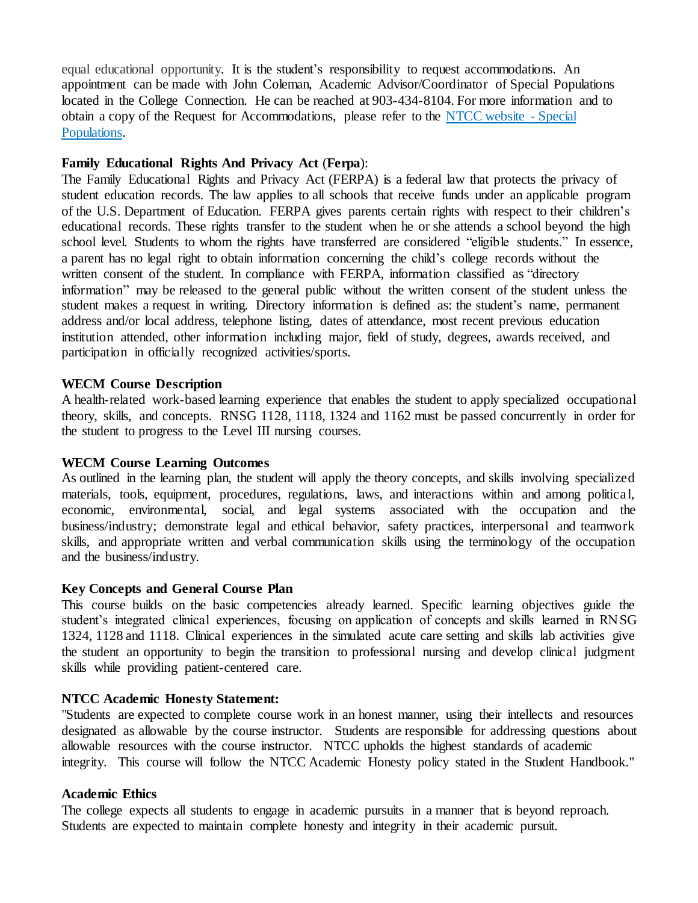equal educational opportunity. It is the student's responsibility to request accommodations. An appointment can be made with John Coleman, Academic Advisor/Coordinator of Special Populations located in the College Connection. He can be reached at 903-434-8104. For more information and to obtain a copy of the Request for Accommodations, please refer to the [NTCC website - Special Populations](NTCC website - Special Populations).

**Family Educational Rights And Privacy Act (Ferpa):**
The Family Educational Rights and Privacy Act (FERPA) is a federal law that protects the privacy of student education records. The law applies to all schools that receive funds under an applicable program of the U.S. Department of Education. FERPA gives parents certain rights with respect to their children's educational records. These rights transfer to the student when he or she attends a school beyond the high school level. Students to whom the rights have transferred are considered "eligible students." In essence, a parent has no legal right to obtain information concerning the child's college records without the written consent of the student. In compliance with FERPA, information classified as "directory information" may be released to the general public without the written consent of the student unless the student makes a request in writing. Directory information is defined as: the student's name, permanent address and/or local address, telephone listing, dates of attendance, most recent previous education institution attended, other information including major, field of study, degrees, awards received, and participation in officially recognized activities/sports.

**WECM Course Description**
A health-related work-based learning experience that enables the student to apply specialized occupational theory, skills, and concepts. RNSG 1128, 1118, 1324 and 1162 must be passed concurrently in order for the student to progress to the Level III nursing courses.

**WECM Course Learning Outcomes**
As outlined in the learning plan, the student will apply the theory concepts, and skills involving specialized materials, tools, equipment, procedures, regulations, laws, and interactions within and among political, economic, environmental, social, and legal systems associated with the occupation and the business/industry; demonstrate legal and ethical behavior, safety practices, interpersonal and teamwork skills, and appropriate written and verbal communication skills using the terminology of the occupation and the business/industry.

**Key Concepts and General Course Plan**
This course builds on the basic competencies already learned. Specific learning objectives guide the student's integrated clinical experiences, focusing on application of concepts and skills learned in RNSG 1324, 1128 and 1118. Clinical experiences in the simulated acute care setting and skills lab activities give the student an opportunity to begin the transition to professional nursing and develop clinical judgment skills while providing patient-centered care.

**NTCC Academic Honesty Statement:**
"Students are expected to complete course work in an honest manner, using their intellects and resources designated as allowable by the course instructor. Students are responsible for addressing questions about allowable resources with the course instructor. NTCC upholds the highest standards of academic integrity. This course will follow the NTCC Academic Honesty policy stated in the Student Handbook."

**Academic Ethics**
The college expects all students to engage in academic pursuits in a manner that is beyond reproach. Students are expected to maintain complete honesty and integrity in their academic pursuit.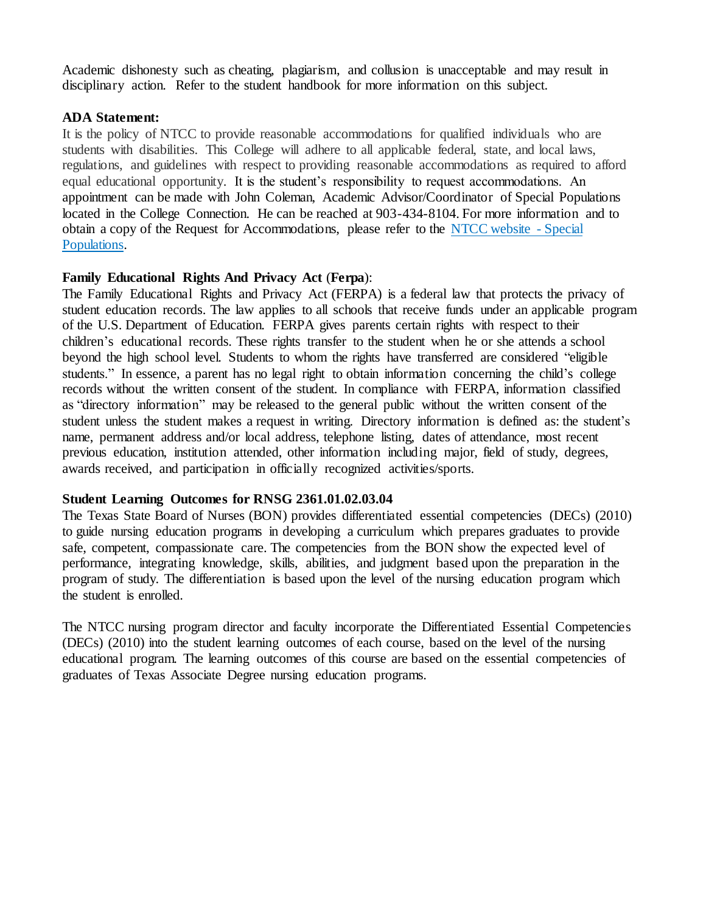Academic dishonesty such as cheating, plagiarism, and collusion is unacceptable and may result in disciplinary action. Refer to the student handbook for more information on this subject.

**ADA Statement:**

It is the policy of NTCC to provide reasonable accommodations for qualified individuals who are students with disabilities. This College will adhere to all applicable federal, state, and local laws, regulations, and guidelines with respect to providing reasonable accommodations as required to afford equal educational opportunity. It is the student's responsibility to request accommodations. An appointment can be made with John Coleman, Academic Advisor/Coordinator of Special Populations located in the College Connection. He can be reached at 903-434-8104. For more information and to obtain a copy of the Request for Accommodations, please refer to the NTCC website - Special Populations.

**Family Educational Rights And Privacy Act (Ferpa):**

The Family Educational Rights and Privacy Act (FERPA) is a federal law that protects the privacy of student education records. The law applies to all schools that receive funds under an applicable program of the U.S. Department of Education. FERPA gives parents certain rights with respect to their children's educational records. These rights transfer to the student when he or she attends a school beyond the high school level. Students to whom the rights have transferred are considered "eligible students." In essence, a parent has no legal right to obtain information concerning the child's college records without the written consent of the student. In compliance with FERPA, information classified as "directory information" may be released to the general public without the written consent of the student unless the student makes a request in writing. Directory information is defined as: the student's name, permanent address and/or local address, telephone listing, dates of attendance, most recent previous education, institution attended, other information including major, field of study, degrees, awards received, and participation in officially recognized activities/sports.

**Student Learning Outcomes for RNSG 2361.01.02.03.04**

The Texas State Board of Nurses (BON) provides differentiated essential competencies (DECs) (2010) to guide nursing education programs in developing a curriculum which prepares graduates to provide safe, competent, compassionate care. The competencies from the BON show the expected level of performance, integrating knowledge, skills, abilities, and judgment based upon the preparation in the program of study. The differentiation is based upon the level of the nursing education program which the student is enrolled.

The NTCC nursing program director and faculty incorporate the Differentiated Essential Competencies (DECs) (2010) into the student learning outcomes of each course, based on the level of the nursing educational program. The learning outcomes of this course are based on the essential competencies of graduates of Texas Associate Degree nursing education programs.